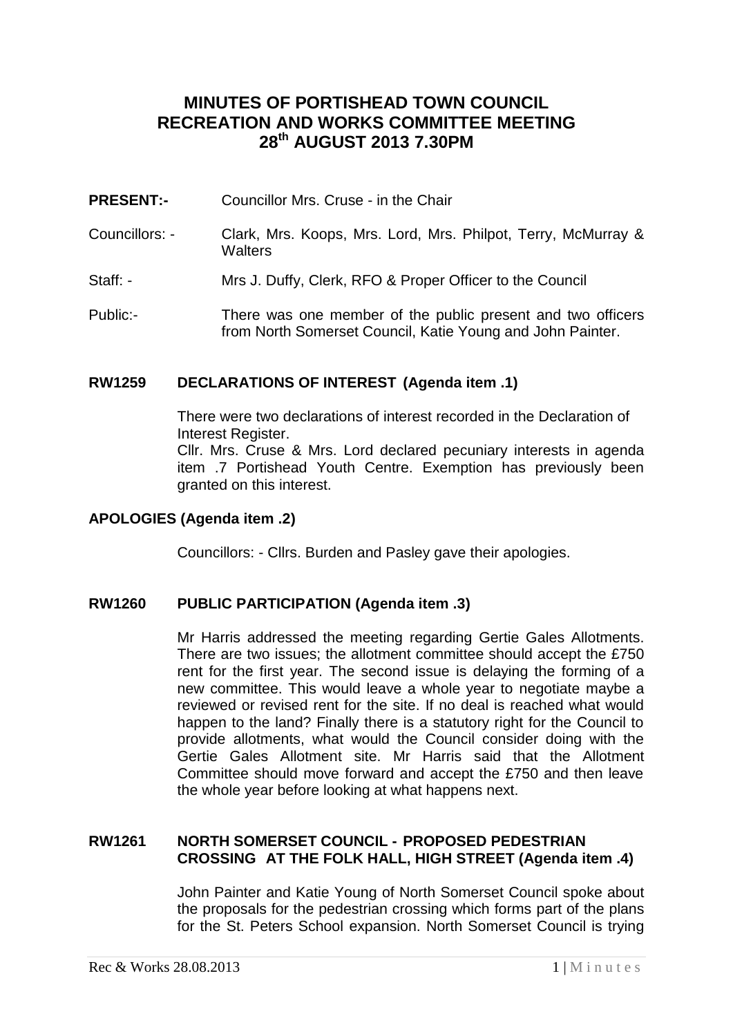# MINUTES OF PORTISHEAD TOWN COUNCIL RECREATION AND WORKS COMMITTEE MEETING 28th AUGUST 2013 7.30PM

**PRESENT:-** Councillor Mrs. Cruse - in the Chair

Councillors: - Clark, Mrs. Koops, Mrs. Lord, Mrs. Philpot, Terry, McMurray & Walters

Staff: - Mrs J. Duffy, Clerk, RFO & Proper Officer to the Council

Public:- There was one member of the public present and two officers from North Somerset Council, Katie Young and John Painter.

### RW1259 DECLARATIONS OF INTEREST (Agenda item .1)

There were two declarations of interest recorded in the Declaration of Interest Register.
Cllr. Mrs. Cruse & Mrs. Lord declared pecuniary interests in agenda item .7 Portishead Youth Centre. Exemption has previously been granted on this interest.

### APOLOGIES (Agenda item .2)

Councillors: - Cllrs. Burden and Pasley gave their apologies.

### RW1260 PUBLIC PARTICIPATION (Agenda item .3)

Mr Harris addressed the meeting regarding Gertie Gales Allotments. There are two issues; the allotment committee should accept the £750 rent for the first year. The second issue is delaying the forming of a new committee. This would leave a whole year to negotiate maybe a reviewed or revised rent for the site. If no deal is reached what would happen to the land? Finally there is a statutory right for the Council to provide allotments, what would the Council consider doing with the Gertie Gales Allotment site. Mr Harris said that the Allotment Committee should move forward and accept the £750 and then leave the whole year before looking at what happens next.

### RW1261 NORTH SOMERSET COUNCIL - PROPOSED PEDESTRIAN CROSSING AT THE FOLK HALL, HIGH STREET (Agenda item .4)

John Painter and Katie Young of North Somerset Council spoke about the proposals for the pedestrian crossing which forms part of the plans for the St. Peters School expansion. North Somerset Council is trying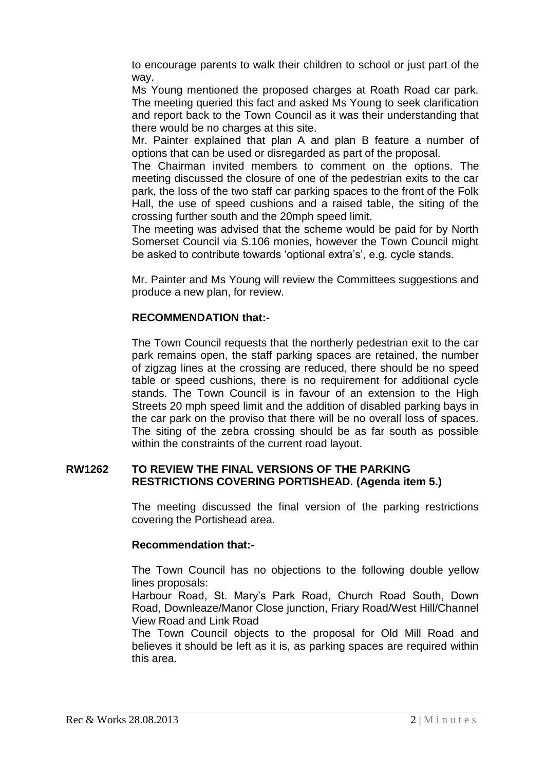to encourage parents to walk their children to school or just part of the way.

Ms Young mentioned the proposed charges at Roath Road car park. The meeting queried this fact and asked Ms Young to seek clarification and report back to the Town Council as it was their understanding that there would be no charges at this site.

Mr. Painter explained that plan A and plan B feature a number of options that can be used or disregarded as part of the proposal.

The Chairman invited members to comment on the options. The meeting discussed the closure of one of the pedestrian exits to the car park, the loss of the two staff car parking spaces to the front of the Folk Hall, the use of speed cushions and a raised table, the siting of the crossing further south and the 20mph speed limit.

The meeting was advised that the scheme would be paid for by North Somerset Council via S.106 monies, however the Town Council might be asked to contribute towards 'optional extra's', e.g. cycle stands.

Mr. Painter and Ms Young will review the Committees suggestions and produce a new plan, for review.

**RECOMMENDATION that:-**

The Town Council requests that the northerly pedestrian exit to the car park remains open, the staff parking spaces are retained, the number of zigzag lines at the crossing are reduced, there should be no speed table or speed cushions, there is no requirement for additional cycle stands. The Town Council is in favour of an extension to the High Streets 20 mph speed limit and the addition of disabled parking bays in the car park on the proviso that there will be no overall loss of spaces. The siting of the zebra crossing should be as far south as possible within the constraints of the current road layout.

**RW1262 TO REVIEW THE FINAL VERSIONS OF THE PARKING RESTRICTIONS COVERING PORTISHEAD. (Agenda item 5.)**

The meeting discussed the final version of the parking restrictions covering the Portishead area.

**Recommendation that:-**

The Town Council has no objections to the following double yellow lines proposals:

Harbour Road, St. Mary's Park Road, Church Road South, Down Road, Downleaze/Manor Close junction, Friary Road/West Hill/Channel View Road and Link Road

The Town Council objects to the proposal for Old Mill Road and believes it should be left as it is, as parking spaces are required within this area.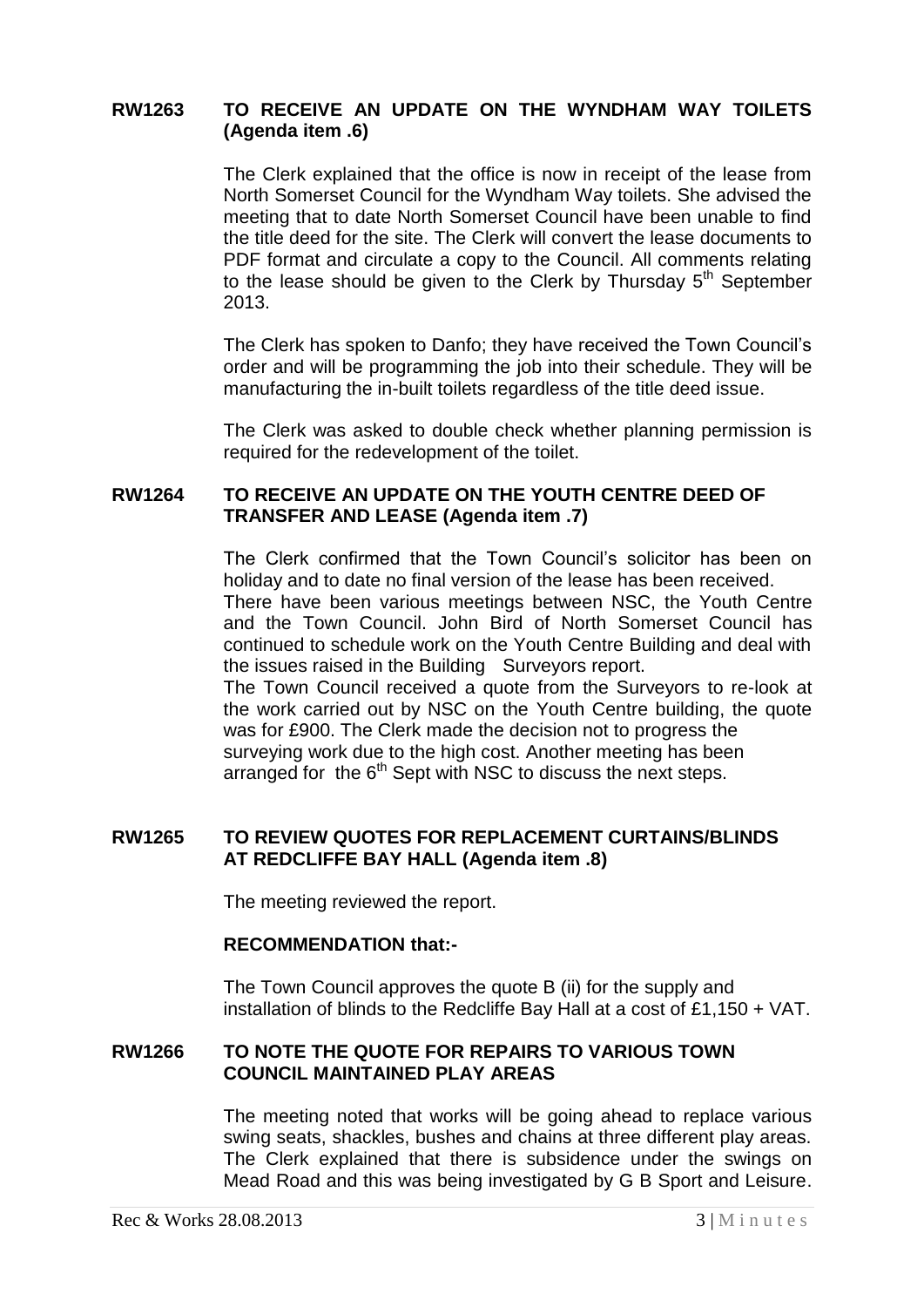## RW1263 TO RECEIVE AN UPDATE ON THE WYNDHAM WAY TOILETS (Agenda item .6)

The Clerk explained that the office is now in receipt of the lease from North Somerset Council for the Wyndham Way toilets. She advised the meeting that to date North Somerset Council have been unable to find the title deed for the site. The Clerk will convert the lease documents to PDF format and circulate a copy to the Council. All comments relating to the lease should be given to the Clerk by Thursday 5th September 2013.

The Clerk has spoken to Danfo; they have received the Town Council's order and will be programming the job into their schedule. They will be manufacturing the in-built toilets regardless of the title deed issue.

The Clerk was asked to double check whether planning permission is required for the redevelopment of the toilet.

## RW1264 TO RECEIVE AN UPDATE ON THE YOUTH CENTRE DEED OF TRANSFER AND LEASE (Agenda item .7)

The Clerk confirmed that the Town Council's solicitor has been on holiday and to date no final version of the lease has been received.
There have been various meetings between NSC, the Youth Centre and the Town Council. John Bird of North Somerset Council has continued to schedule work on the Youth Centre Building and deal with the issues raised in the Building Surveyors report.
The Town Council received a quote from the Surveyors to re-look at the work carried out by NSC on the Youth Centre building, the quote was for £900. The Clerk made the decision not to progress the surveying work due to the high cost. Another meeting has been arranged for the 6th Sept with NSC to discuss the next steps.

## RW1265 TO REVIEW QUOTES FOR REPLACEMENT CURTAINS/BLINDS AT REDCLIFFE BAY HALL (Agenda item .8)

The meeting reviewed the report.

**RECOMMENDATION that:-**

The Town Council approves the quote B (ii) for the supply and installation of blinds to the Redcliffe Bay Hall at a cost of £1,150 + VAT.

## RW1266 TO NOTE THE QUOTE FOR REPAIRS TO VARIOUS TOWN COUNCIL MAINTAINED PLAY AREAS

The meeting noted that works will be going ahead to replace various swing seats, shackles, bushes and chains at three different play areas. The Clerk explained that there is subsidence under the swings on Mead Road and this was being investigated by G B Sport and Leisure.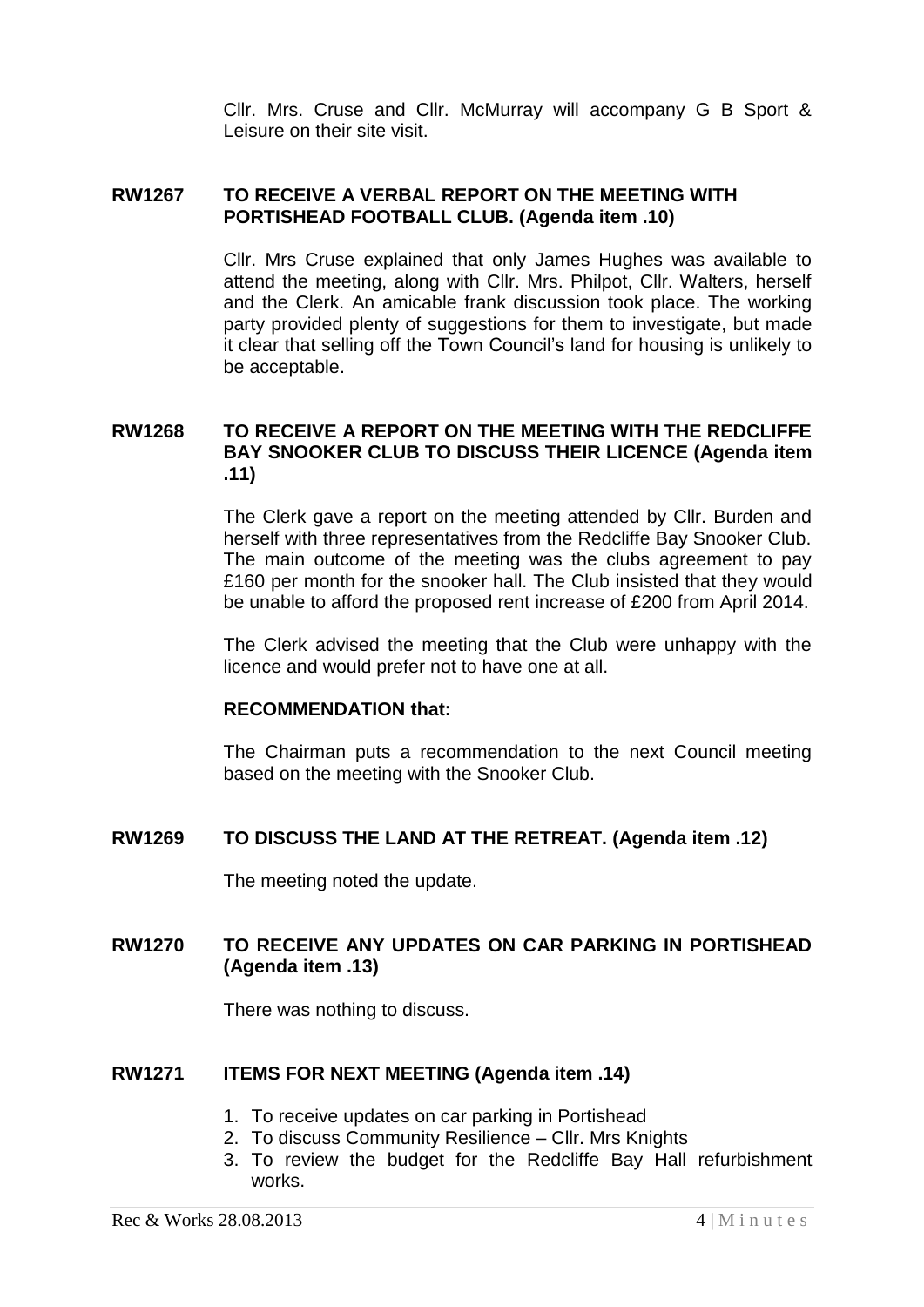Cllr. Mrs. Cruse and Cllr. McMurray will accompany G B Sport & Leisure on their site visit.

**RW1267 TO RECEIVE A VERBAL REPORT ON THE MEETING WITH PORTISHEAD FOOTBALL CLUB. (Agenda item .10)**

Cllr. Mrs Cruse explained that only James Hughes was available to attend the meeting, along with Cllr. Mrs. Philpot, Cllr. Walters, herself and the Clerk. An amicable frank discussion took place. The working party provided plenty of suggestions for them to investigate, but made it clear that selling off the Town Council's land for housing is unlikely to be acceptable.

**RW1268 TO RECEIVE A REPORT ON THE MEETING WITH THE REDCLIFFE BAY SNOOKER CLUB TO DISCUSS THEIR LICENCE (Agenda item .11)**

The Clerk gave a report on the meeting attended by Cllr. Burden and herself with three representatives from the Redcliffe Bay Snooker Club. The main outcome of the meeting was the clubs agreement to pay £160 per month for the snooker hall. The Club insisted that they would be unable to afford the proposed rent increase of £200 from April 2014.

The Clerk advised the meeting that the Club were unhappy with the licence and would prefer not to have one at all.

**RECOMMENDATION that:**

The Chairman puts a recommendation to the next Council meeting based on the meeting with the Snooker Club.

**RW1269 TO DISCUSS THE LAND AT THE RETREAT. (Agenda item .12)**

The meeting noted the update.

**RW1270 TO RECEIVE ANY UPDATES ON CAR PARKING IN PORTISHEAD (Agenda item .13)**

There was nothing to discuss.

**RW1271 ITEMS FOR NEXT MEETING (Agenda item .14)**

1. To receive updates on car parking in Portishead
2. To discuss Community Resilience – Cllr. Mrs Knights
3. To review the budget for the Redcliffe Bay Hall refurbishment works.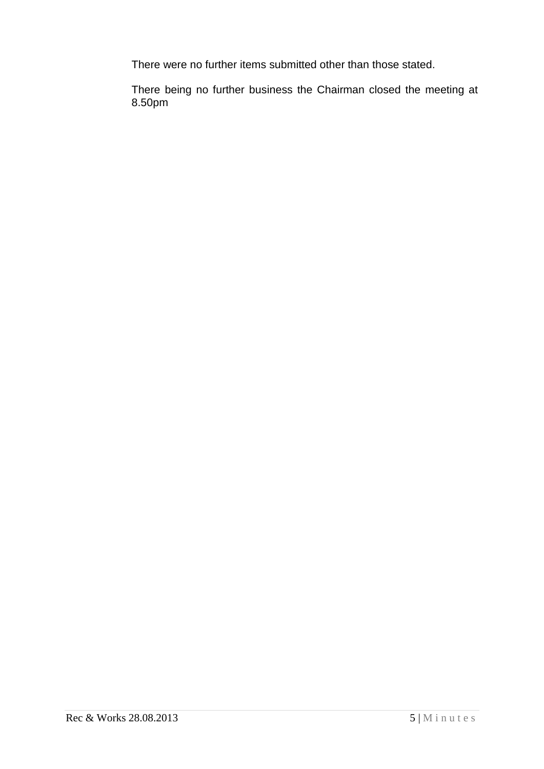There were no further items submitted other than those stated.

There being no further business the Chairman closed the meeting at 8.50pm